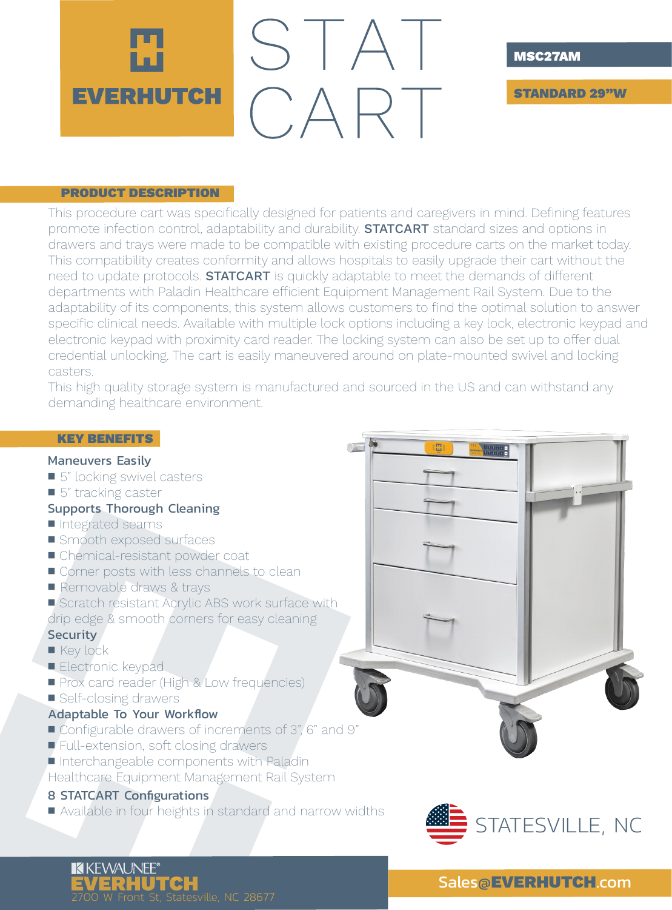# EVERHUTCH STAT CART

**MSC27AM**

**STANDARD 29"W**

## PRODUCT DESCRIPTION

This procedure cart was specifically designed for patients and caregivers in mind. Defining features promote infection control, adaptability and durability. **STATCART** standard sizes and options in drawers and trays were made to be compatible with existing procedure carts on the market today. This compatibility creates conformity and allows hospitals to easily upgrade their cart without the need to update protocols. **STATCART** is quickly adaptable to meet the demands of different departments with Paladin Healthcare efficient Equipment Management Rail System. Due to the adaptability of its components, this system allows customers to find the optimal solution to answer specific clinical needs. Available with multiple lock options including a key lock, electronic keypad and electronic keypad with proximity card reader. The locking system can also be set up to offer dual credential unlocking. The cart is easily maneuvered around on plate-mounted swivel and locking casters.

This high quality storage system is manufactured and sourced in the US and can withstand any demanding healthcare environment.

## KEY BENEFITS

### Maneuvers Easily

- 5" locking swivel casters
- 5" tracking caster

### Supports Thorough Cleaning

- Integrated seams
- Smooth exposed surfaces
- Chemical-resistant powder coat
- Corner posts with less channels to clean
- Removable draws & trays
- Scratch resistant Acrylic ABS work surface with drip edge & smooth corners for easy cleaning

### Security

- Key lock
- Electronic keypad
- Prox card reader (High & Low frequencies)
- Self-closing drawers

### Adaptable To Your Workflow

- Configurable drawers of increments of 3", 6" and 9"
- Full-extension, soft closing drawers
- Interchangeable components with Paladin Healthcare Equipment Management Rail System

### 8 STATCART Configurations

- Available in four heights in standard and narrow widths

STATESVILLE, NC

KEWAUNEE® EVERHUTCH
2700 W Front St, Statesville, NC 28677

Sales@EVERHUTCH.com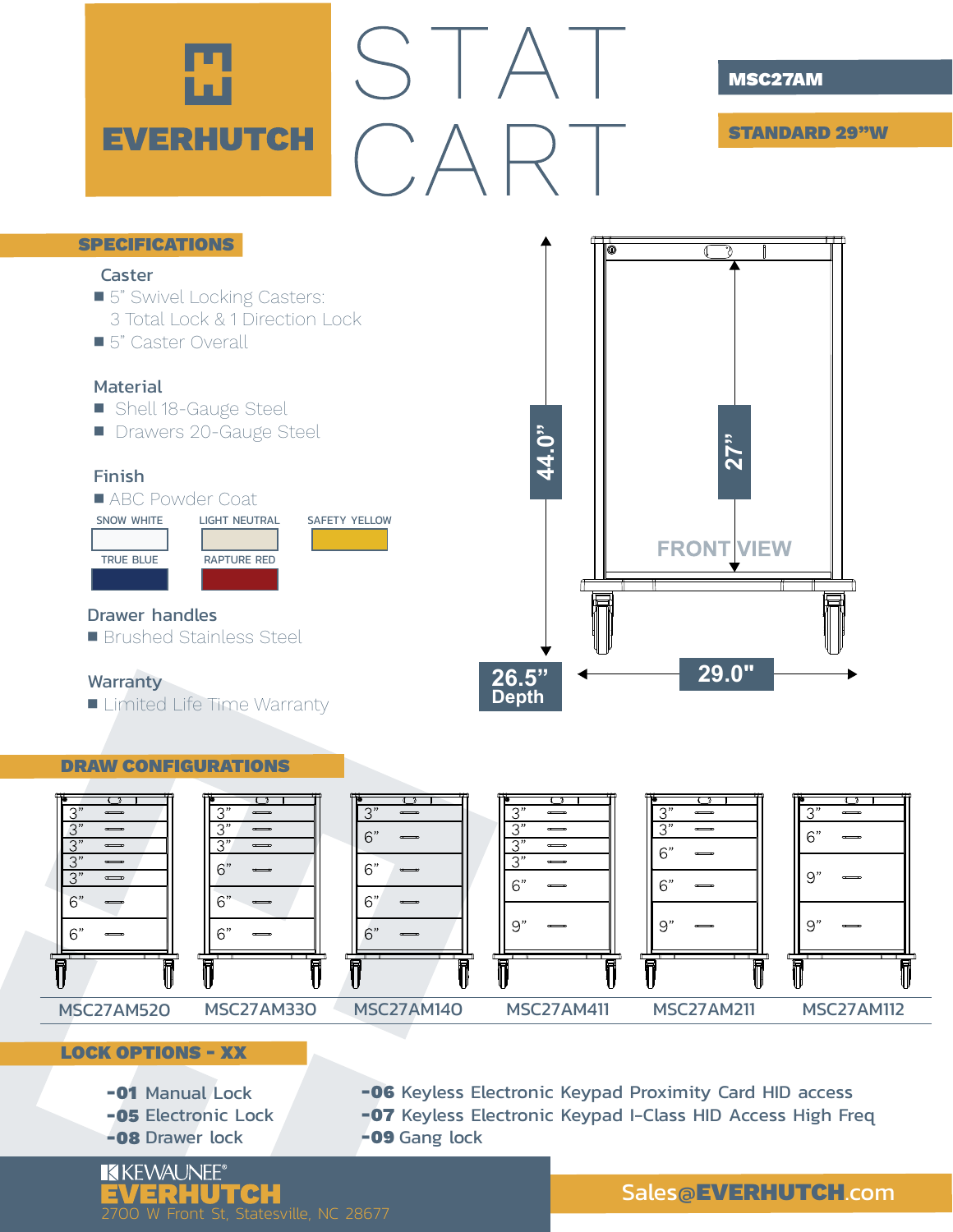# EVERHUTCH

# STAT CART

**MSC27AM**

**STANDARD 29"W**

## SPECIFICATIONS

### Caster

- 5" Swivel Locking Casters: 3 Total Lock & 1 Direction Lock
- 5" Caster Overall

### Material

- Shell 18-Gauge Steel
- Drawers 20-Gauge Steel

### Finish

- ABC Powder Coat

SNOW WHITE

LIGHT NEUTRAL

SAFETY YELLOW

TRUE BLUE

RAPTURE RED

### Drawer handles

- Brushed Stainless Steel

### Warranty

- Limited Life Time Warranty

44.0"

27"

FRONT VIEW

26.5" Depth

29.0"

## DRAW CONFIGURATIONS

MSC27AM520: 3", 3", 3", 3", 3", 6", 6"

MSC27AM330: 3", 3", 3", 6", 6", 6"

MSC27AM140: 3", 6", 6", 6", 6"

MSC27AM411: 3", 3", 3", 3", 6", 9"

MSC27AM211: 3", 3", 6", 6", 9"

MSC27AM112: 3", 6", 9", 9"

## LOCK OPTIONS - XX

**-01** Manual Lock

**-05** Electronic Lock

**-08** Drawer lock

**-06** Keyless Electronic Keypad Proximity Card HID access

**-07** Keyless Electronic Keypad I-Class HID Access High Freq

**-09** Gang lock

KEWAUNEE® EVERHUTCH

2700 W Front St, Statesville, NC 28677

Sales@EVERHUTCH.com